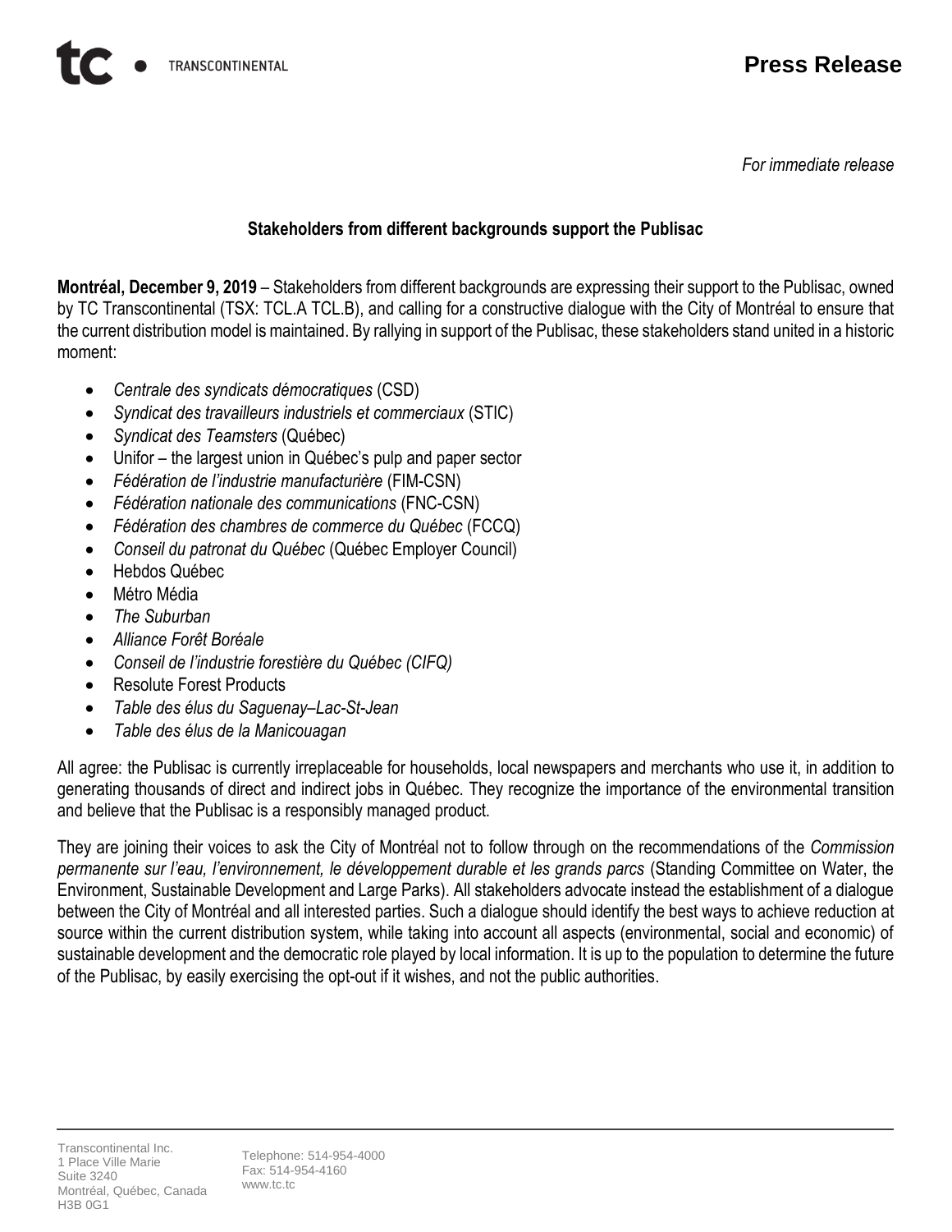TRANSCONTINENTAL

# Press Release

*For immediate release*

**Stakeholders from different backgrounds support the Publisac**

**Montréal, December 9, 2019** – Stakeholders from different backgrounds are expressing their support to the Publisac, owned by TC Transcontinental (TSX: TCL.A TCL.B), and calling for a constructive dialogue with the City of Montréal to ensure that the current distribution model is maintained. By rallying in support of the Publisac, these stakeholders stand united in a historic moment:

- *Centrale des syndicats démocratiques* (CSD)
- *Syndicat des travailleurs industriels et commerciaux* (STIC)
- *Syndicat des Teamsters* (Québec)
- Unifor – the largest union in Québec's pulp and paper sector
- *Fédération de l'industrie manufacturière* (FIM-CSN)
- *Fédération nationale des communications* (FNC-CSN)
- *Fédération des chambres de commerce du Québec* (FCCQ)
- *Conseil du patronat du Québec* (Québec Employer Council)
- Hebdos Québec
- Métro Média
- *The Suburban*
- *Alliance Forêt Boréale*
- *Conseil de l'industrie forestière du Québec (CIFQ)*
- Resolute Forest Products
- *Table des élus du Saguenay–Lac-St-Jean*
- *Table des élus de la Manicouagan*

All agree: the Publisac is currently irreplaceable for households, local newspapers and merchants who use it, in addition to generating thousands of direct and indirect jobs in Québec. They recognize the importance of the environmental transition and believe that the Publisac is a responsibly managed product.

They are joining their voices to ask the City of Montréal not to follow through on the recommendations of the *Commission permanente sur l'eau, l'environnement, le développement durable et les grands parcs* (Standing Committee on Water, the Environment, Sustainable Development and Large Parks). All stakeholders advocate instead the establishment of a dialogue between the City of Montréal and all interested parties. Such a dialogue should identify the best ways to achieve reduction at source within the current distribution system, while taking into account all aspects (environmental, social and economic) of sustainable development and the democratic role played by local information. It is up to the population to determine the future of the Publisac, by easily exercising the opt-out if it wishes, and not the public authorities.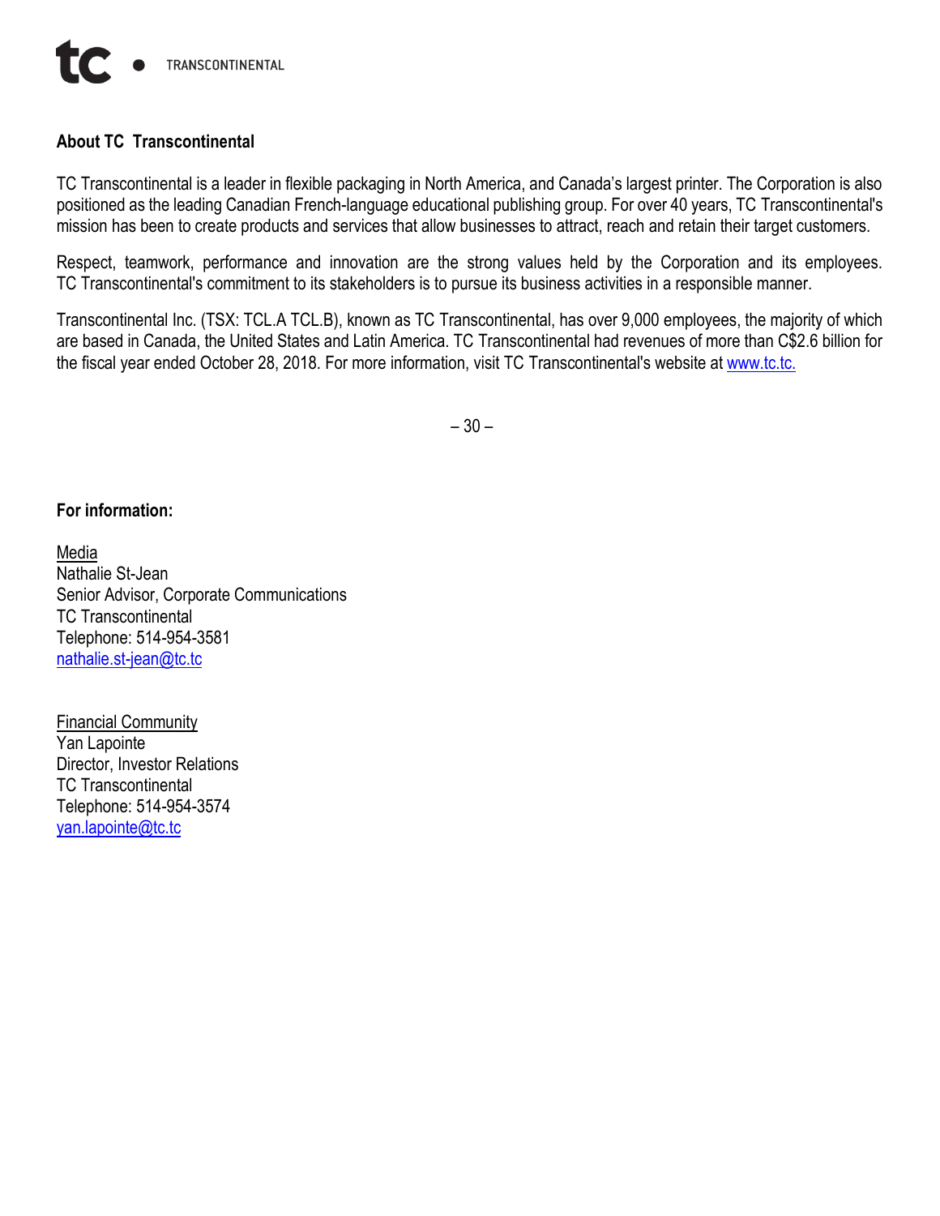## About TC Transcontinental

TC Transcontinental is a leader in flexible packaging in North America, and Canada's largest printer. The Corporation is also positioned as the leading Canadian French-language educational publishing group. For over 40 years, TC Transcontinental's mission has been to create products and services that allow businesses to attract, reach and retain their target customers.

Respect, teamwork, performance and innovation are the strong values held by the Corporation and its employees. TC Transcontinental's commitment to its stakeholders is to pursue its business activities in a responsible manner.

Transcontinental Inc. (TSX: TCL.A TCL.B), known as TC Transcontinental, has over 9,000 employees, the majority of which are based in Canada, the United States and Latin America. TC Transcontinental had revenues of more than C$2.6 billion for the fiscal year ended October 28, 2018. For more information, visit TC Transcontinental's website at www.tc.tc.

– 30 –

**For information:**

Media
Nathalie St-Jean
Senior Advisor, Corporate Communications
TC Transcontinental
Telephone: 514-954-3581
nathalie.st-jean@tc.tc

Financial Community
Yan Lapointe
Director, Investor Relations
TC Transcontinental
Telephone: 514-954-3574
yan.lapointe@tc.tc